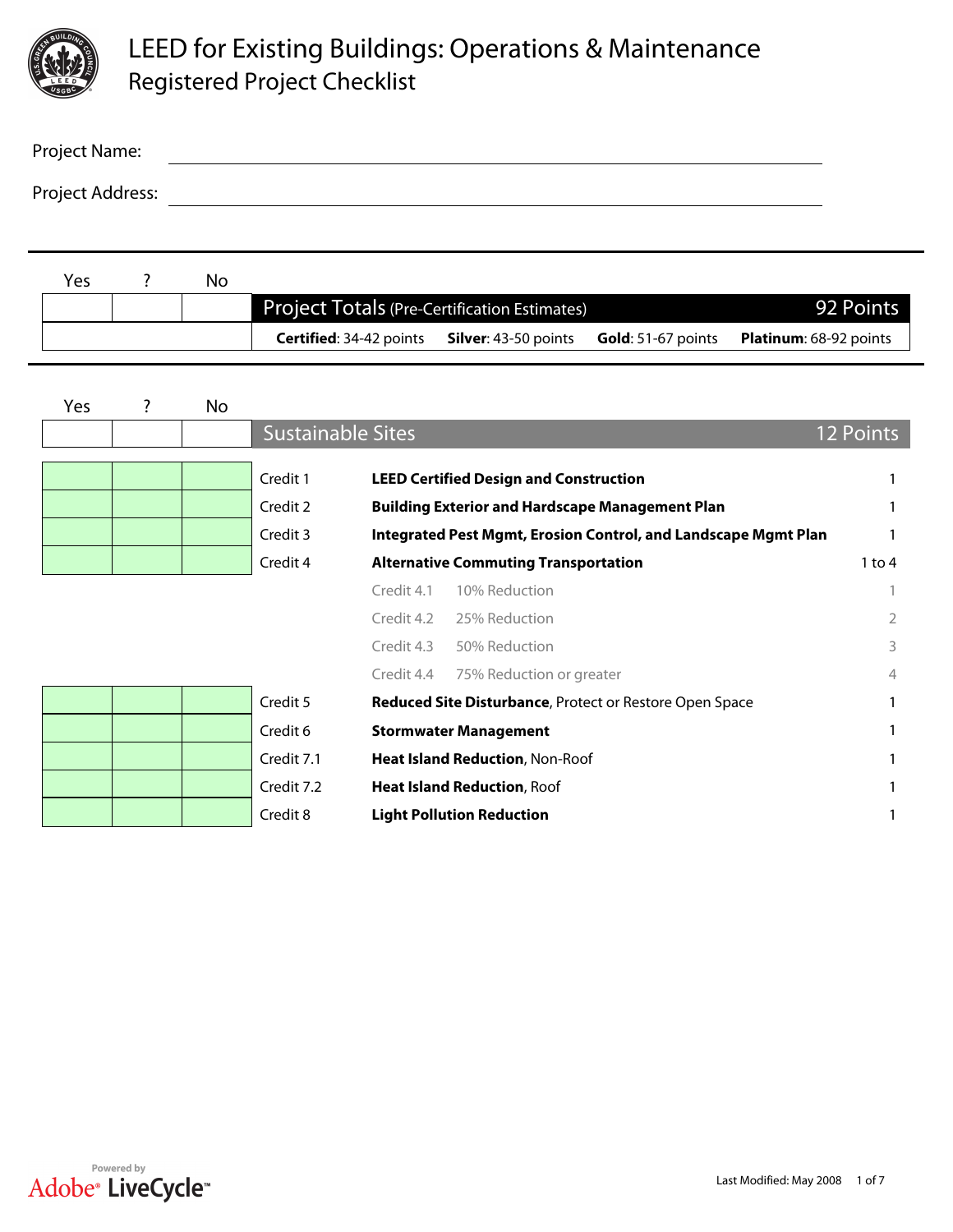# LEED for Existing Buildings: Operations & Maintenance
## Registered Project Checklist

Project Name: ______________________________

Project Address: ______________________________

| Yes | ? | No | | |
|---|---|---|---|---|
| | | | **Project Totals** (Pre-Certification Estimates) | 92 Points |
| | | | **Certified**: 34-42 points **Silver**: 43-50 points **Gold**: 51-67 points **Platinum**: 68-92 points | |

| Yes | ? | No | | | |
|---|---|---|---|---|---|
| | | | **Sustainable Sites** | | 12 Points |
| | | | Credit 1 | **LEED Certified Design and Construction** | 1 |
| | | | Credit 2 | **Building Exterior and Hardscape Management Plan** | 1 |
| | | | Credit 3 | **Integrated Pest Mgmt, Erosion Control, and Landscape Mgmt Plan** | 1 |
| | | | Credit 4 | **Alternative Commuting Transportation** | 1 to 4 |
| | | | | Credit 4.1 10% Reduction | 1 |
| | | | | Credit 4.2 25% Reduction | 2 |
| | | | | Credit 4.3 50% Reduction | 3 |
| | | | | Credit 4.4 75% Reduction or greater | 4 |
| | | | Credit 5 | **Reduced Site Disturbance**, Protect or Restore Open Space | 1 |
| | | | Credit 6 | **Stormwater Management** | 1 |
| | | | Credit 7.1 | **Heat Island Reduction**, Non-Roof | 1 |
| | | | Credit 7.2 | **Heat Island Reduction**, Roof | 1 |
| | | | Credit 8 | **Light Pollution Reduction** | 1 |

Last Modified: May 2008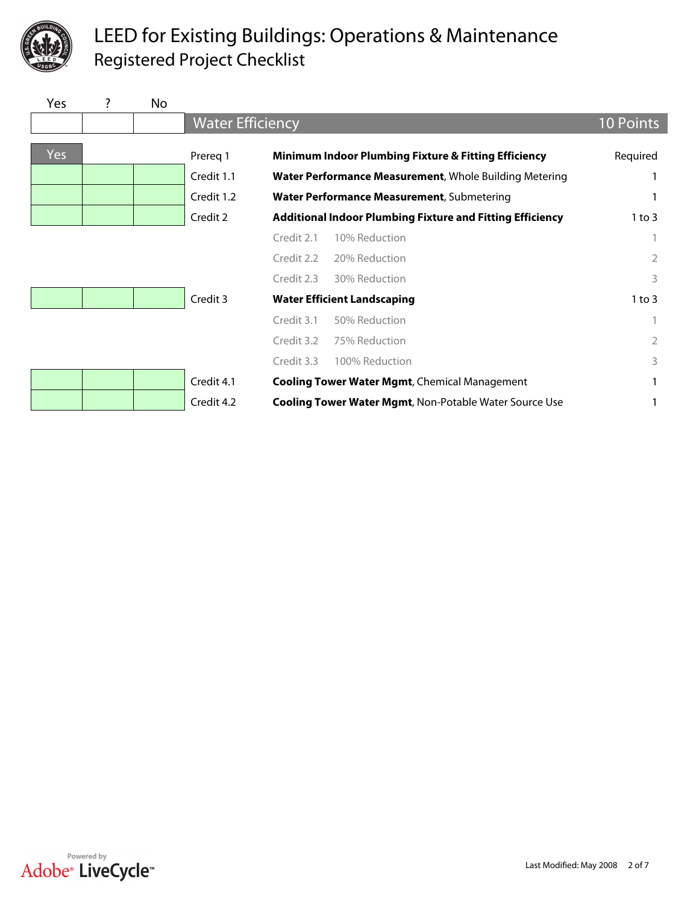# LEED for Existing Buildings: Operations & Maintenance
## Registered Project Checklist

| Yes | ? | No | | | | |
|---|---|---|---|---|---|---|
| | | | **Water Efficiency** | | | **10 Points** |
| Yes | | | Prereq 1 | **Minimum Indoor Plumbing Fixture & Fitting Efficiency** | | Required |
| | | | Credit 1.1 | **Water Performance Measurement**, Whole Building Metering | | 1 |
| | | | Credit 1.2 | **Water Performance Measurement**, Submetering | | 1 |
| | | | Credit 2 | **Additional Indoor Plumbing Fixture and Fitting Efficiency** | | 1 to 3 |
| | | | | Credit 2.1 | 10% Reduction | 1 |
| | | | | Credit 2.2 | 20% Reduction | 2 |
| | | | | Credit 2.3 | 30% Reduction | 3 |
| | | | Credit 3 | **Water Efficient Landscaping** | | 1 to 3 |
| | | | | Credit 3.1 | 50% Reduction | 1 |
| | | | | Credit 3.2 | 75% Reduction | 2 |
| | | | | Credit 3.3 | 100% Reduction | 3 |
| | | | Credit 4.1 | **Cooling Tower Water Mgmt**, Chemical Management | | 1 |
| | | | Credit 4.2 | **Cooling Tower Water Mgmt**, Non-Potable Water Source Use | | 1 |

Powered by Adobe® LiveCycle™

Last Modified: May 2008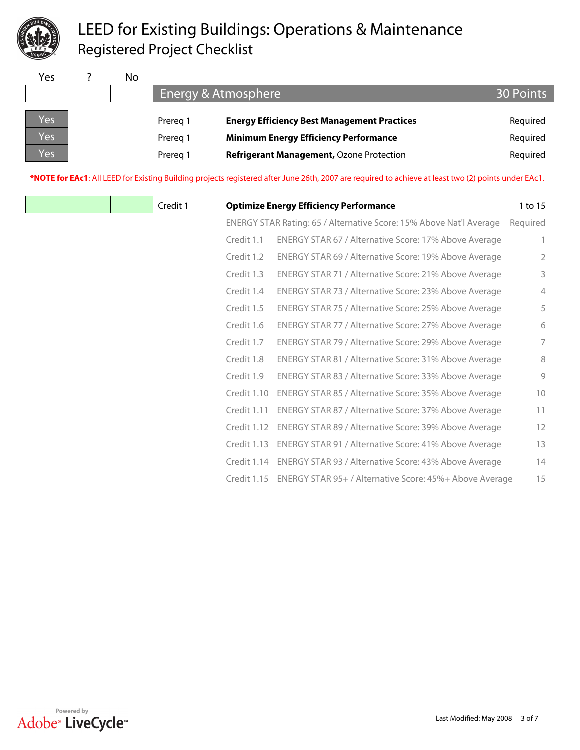# LEED for Existing Buildings: Operations & Maintenance

## Registered Project Checklist

| Yes | ? | No | | | |
|---|---|---|---|---|---|
| | | | **Energy & Atmosphere** | | **30 Points** |
| Yes | | | Prereq 1 | **Energy Efficiency Best Management Practices** | Required |
| Yes | | | Prereq 1 | **Minimum Energy Efficiency Performance** | Required |
| Yes | | | Prereq 1 | **Refrigerant Management,** Ozone Protection | Required |

***NOTE for EAc1**: All LEED for Existing Building projects registered after June 26th, 2007 are required to achieve at least two (2) points under EAc1.

| Yes | ? | No | | | | |
|---|---|---|---|---|---|---|
| | | | Credit 1 | **Optimize Energy Efficiency Performance** | | 1 to 15 |
| | | | | ENERGY STAR Rating: 65 / Alternative Score: 15% Above Nat'l Average | | Required |
| | | | | Credit 1.1 | ENERGY STAR 67 / Alternative Score: 17% Above Average | 1 |
| | | | | Credit 1.2 | ENERGY STAR 69 / Alternative Score: 19% Above Average | 2 |
| | | | | Credit 1.3 | ENERGY STAR 71 / Alternative Score: 21% Above Average | 3 |
| | | | | Credit 1.4 | ENERGY STAR 73 / Alternative Score: 23% Above Average | 4 |
| | | | | Credit 1.5 | ENERGY STAR 75 / Alternative Score: 25% Above Average | 5 |
| | | | | Credit 1.6 | ENERGY STAR 77 / Alternative Score: 27% Above Average | 6 |
| | | | | Credit 1.7 | ENERGY STAR 79 / Alternative Score: 29% Above Average | 7 |
| | | | | Credit 1.8 | ENERGY STAR 81 / Alternative Score: 31% Above Average | 8 |
| | | | | Credit 1.9 | ENERGY STAR 83 / Alternative Score: 33% Above Average | 9 |
| | | | | Credit 1.10 | ENERGY STAR 85 / Alternative Score: 35% Above Average | 10 |
| | | | | Credit 1.11 | ENERGY STAR 87 / Alternative Score: 37% Above Average | 11 |
| | | | | Credit 1.12 | ENERGY STAR 89 / Alternative Score: 39% Above Average | 12 |
| | | | | Credit 1.13 | ENERGY STAR 91 / Alternative Score: 41% Above Average | 13 |
| | | | | Credit 1.14 | ENERGY STAR 93 / Alternative Score: 43% Above Average | 14 |
| | | | | Credit 1.15 | ENERGY STAR 95+ / Alternative Score: 45%+ Above Average | 15 |

Last Modified: May 2008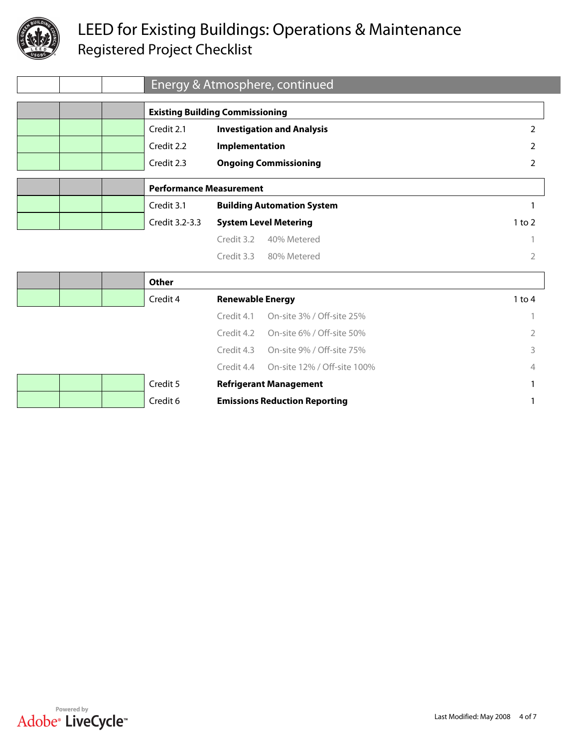# LEED for Existing Buildings: Operations & Maintenance
## Registered Project Checklist

### Energy & Atmosphere, continued

| | | | | | |
|---|---|---|---|---|---|
| | | | **Existing Building Commissioning** | | |
| | | | Credit 2.1 | **Investigation and Analysis** | 2 |
| | | | Credit 2.2 | **Implementation** | 2 |
| | | | Credit 2.3 | **Ongoing Commissioning** | 2 |
| | | | **Performance Measurement** | | |
| | | | Credit 3.1 | **Building Automation System** | 1 |
| | | | Credit 3.2-3.3 | **System Level Metering** | 1 to 2 |
| | | | | Credit 3.2 40% Metered | 1 |
| | | | | Credit 3.3 80% Metered | 2 |
| | | | **Other** | | |
| | | | Credit 4 | **Renewable Energy** | 1 to 4 |
| | | | | Credit 4.1 On-site 3% / Off-site 25% | 1 |
| | | | | Credit 4.2 On-site 6% / Off-site 50% | 2 |
| | | | | Credit 4.3 On-site 9% / Off-site 75% | 3 |
| | | | | Credit 4.4 On-site 12% / Off-site 100% | 4 |
| | | | Credit 5 | **Refrigerant Management** | 1 |
| | | | Credit 6 | **Emissions Reduction Reporting** | 1 |

Last Modified: May 2008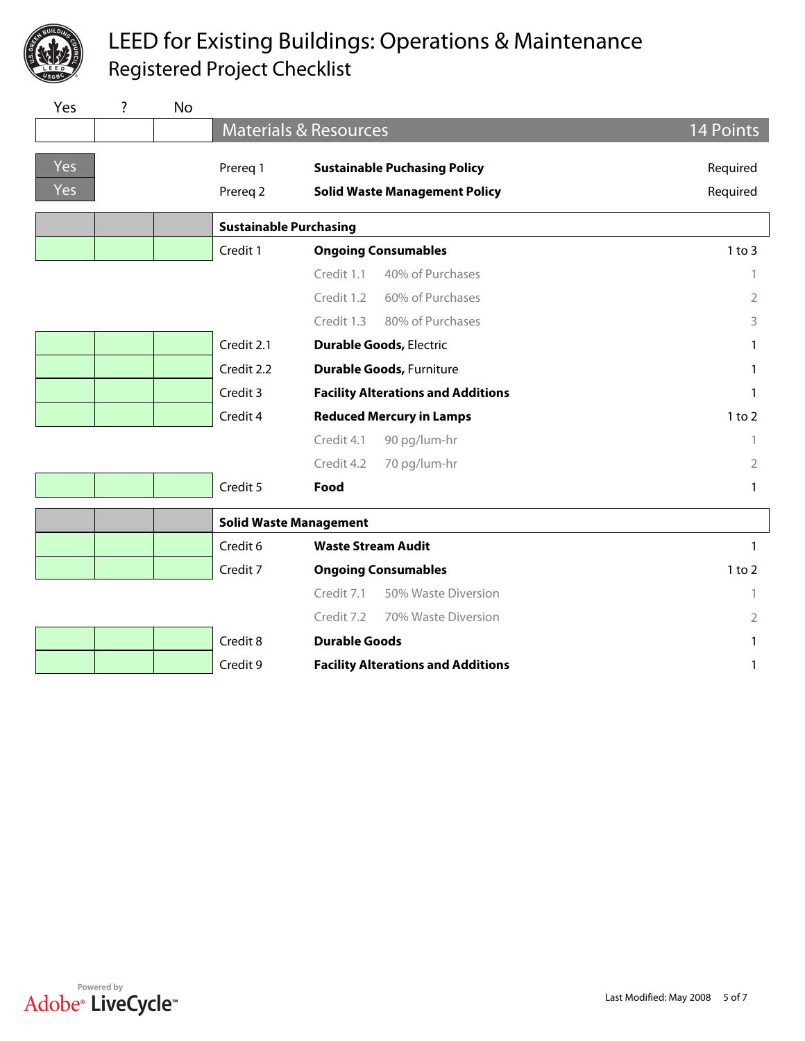# LEED for Existing Buildings: Operations & Maintenance
## Registered Project Checklist

| Yes | ? | No | | | |
|---|---|---|---|---|---|
| | | | **Materials & Resources** | | **14 Points** |
| Yes | | | Prereq 1 | **Sustainable Puchasing Policy** | Required |
| Yes | | | Prereq 2 | **Solid Waste Management Policy** | Required |
| | | | **Sustainable Purchasing** | | |
| | | | Credit 1 | **Ongoing Consumables** | 1 to 3 |
| | | | | Credit 1.1 40% of Purchases | 1 |
| | | | | Credit 1.2 60% of Purchases | 2 |
| | | | | Credit 1.3 80% of Purchases | 3 |
| | | | Credit 2.1 | **Durable Goods,** Electric | 1 |
| | | | Credit 2.2 | **Durable Goods,** Furniture | 1 |
| | | | Credit 3 | **Facility Alterations and Additions** | 1 |
| | | | Credit 4 | **Reduced Mercury in Lamps** | 1 to 2 |
| | | | | Credit 4.1 90 pg/lum-hr | 1 |
| | | | | Credit 4.2 70 pg/lum-hr | 2 |
| | | | Credit 5 | **Food** | 1 |
| | | | **Solid Waste Management** | | |
| | | | Credit 6 | **Waste Stream Audit** | 1 |
| | | | Credit 7 | **Ongoing Consumables** | 1 to 2 |
| | | | | Credit 7.1 50% Waste Diversion | 1 |
| | | | | Credit 7.2 70% Waste Diversion | 2 |
| | | | Credit 8 | **Durable Goods** | 1 |
| | | | Credit 9 | **Facility Alterations and Additions** | 1 |

Last Modified: May 2008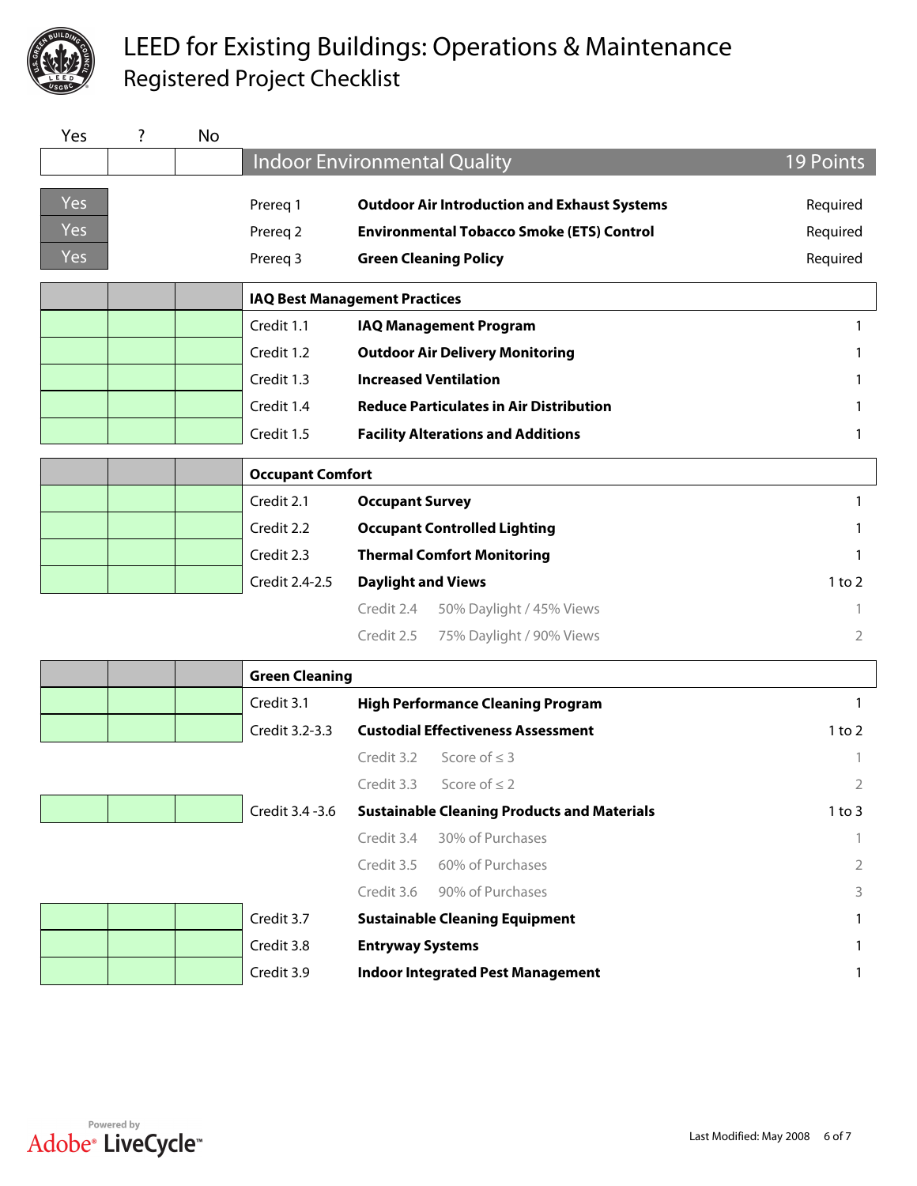# LEED for Existing Buildings: Operations & Maintenance

## Registered Project Checklist

| Yes | ? | No | | | |
|---|---|---|---|---|---|
| | | | **Indoor Environmental Quality** | | **19 Points** |
| Yes | | | Prereq 1 | **Outdoor Air Introduction and Exhaust Systems** | Required |
| Yes | | | Prereq 2 | **Environmental Tobacco Smoke (ETS) Control** | Required |
| Yes | | | Prereq 3 | **Green Cleaning Policy** | Required |
| | | | **IAQ Best Management Practices** | | |
| | | | Credit 1.1 | **IAQ Management Program** | 1 |
| | | | Credit 1.2 | **Outdoor Air Delivery Monitoring** | 1 |
| | | | Credit 1.3 | **Increased Ventilation** | 1 |
| | | | Credit 1.4 | **Reduce Particulates in Air Distribution** | 1 |
| | | | Credit 1.5 | **Facility Alterations and Additions** | 1 |
| | | | **Occupant Comfort** | | |
| | | | Credit 2.1 | **Occupant Survey** | 1 |
| | | | Credit 2.2 | **Occupant Controlled Lighting** | 1 |
| | | | Credit 2.3 | **Thermal Comfort Monitoring** | 1 |
| | | | Credit 2.4-2.5 | **Daylight and Views** | 1 to 2 |
| | | | | Credit 2.4 — 50% Daylight / 45% Views | 1 |
| | | | | Credit 2.5 — 75% Daylight / 90% Views | 2 |
| | | | **Green Cleaning** | | |
| | | | Credit 3.1 | **High Performance Cleaning Program** | 1 |
| | | | Credit 3.2-3.3 | **Custodial Effectiveness Assessment** | 1 to 2 |
| | | | | Credit 3.2 — Score of ≤ 3 | 1 |
| | | | | Credit 3.3 — Score of ≤ 2 | 2 |
| | | | Credit 3.4 -3.6 | **Sustainable Cleaning Products and Materials** | 1 to 3 |
| | | | | Credit 3.4 — 30% of Purchases | 1 |
| | | | | Credit 3.5 — 60% of Purchases | 2 |
| | | | | Credit 3.6 — 90% of Purchases | 3 |
| | | | Credit 3.7 | **Sustainable Cleaning Equipment** | 1 |
| | | | Credit 3.8 | **Entryway Systems** | 1 |
| | | | Credit 3.9 | **Indoor Integrated Pest Management** | 1 |

Last Modified: May 2008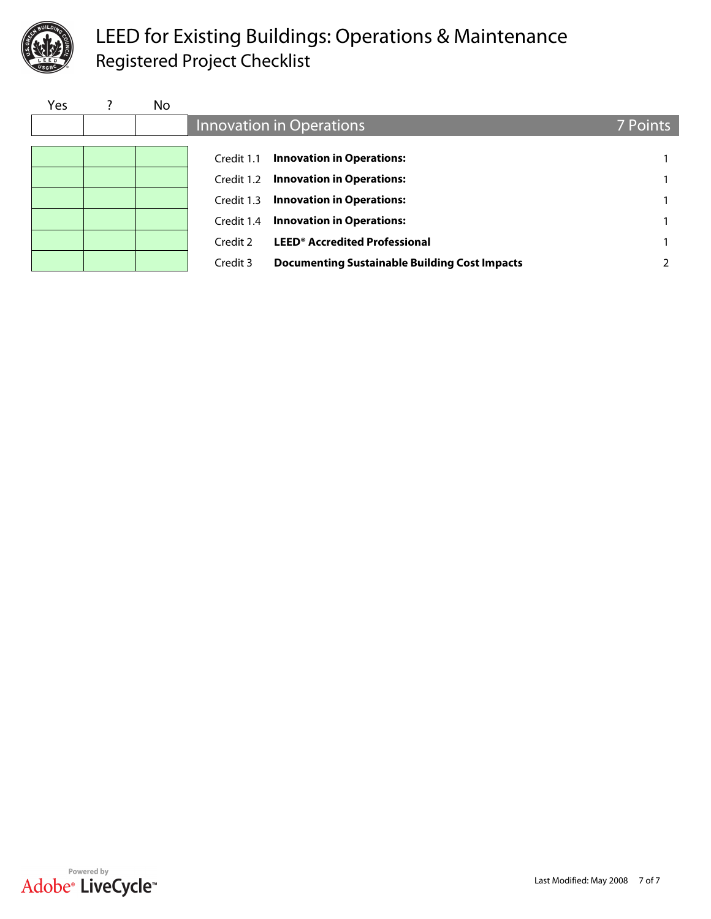# LEED for Existing Buildings: Operations & Maintenance

## Registered Project Checklist

| Yes | ? | No | | | |
|---|---|---|---|---|---|
| | | | **Innovation in Operations** | | **7 Points** |
| | | | Credit 1.1 | **Innovation in Operations:** | 1 |
| | | | Credit 1.2 | **Innovation in Operations:** | 1 |
| | | | Credit 1.3 | **Innovation in Operations:** | 1 |
| | | | Credit 1.4 | **Innovation in Operations:** | 1 |
| | | | Credit 2 | **LEED® Accredited Professional** | 1 |
| | | | Credit 3 | **Documenting Sustainable Building Cost Impacts** | 2 |

Powered by Adobe® LiveCycle™

Last Modified: May 2008